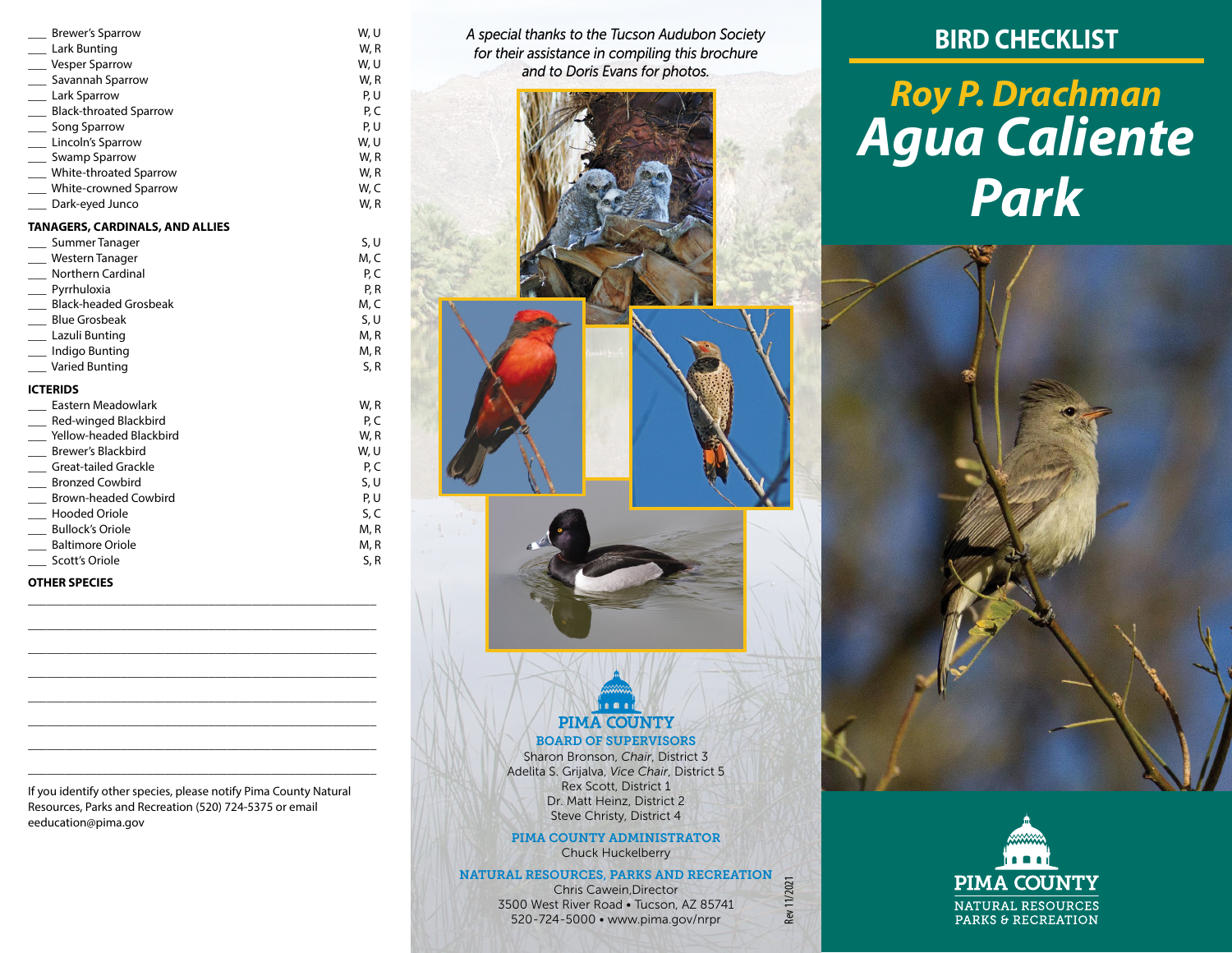- ___ Brewer's Sparrow W, U
- ___ Lark Bunting W, R
- ___ Vesper Sparrow W, U
- ___ Savannah Sparrow W, R
- ___ Lark Sparrow P, U
- ___ Black-throated Sparrow P, C
- ___ Song Sparrow P, U
- ___ Lincoln's Sparrow W, U
- ___ Swamp Sparrow W, R
- ___ White-throated Sparrow W, R
- ___ White-crowned Sparrow W, C
- ___ Dark-eyed Junco W, R

**TANAGERS, CARDINALS, AND ALLIES**

- ___ Summer Tanager S, U
- ___ Western Tanager M, C
- ___ Northern Cardinal P, C
- ___ Pyrrhuloxia P, R
- ___ Black-headed Grosbeak M, C
- ___ Blue Grosbeak S, U
- ___ Lazuli Bunting M, R
- ___ Indigo Bunting M, R
- ___ Varied Bunting S, R

**ICTERIDS**

- ___ Eastern Meadowlark W, R
- ___ Red-winged Blackbird P, C
- ___ Yellow-headed Blackbird W, R
- ___ Brewer's Blackbird W, U
- ___ Great-tailed Grackle P, C
- ___ Bronzed Cowbird S, U
- ___ Brown-headed Cowbird P, U
- ___ Hooded Oriole S, C
- ___ Bullock's Oriole M, R
- ___ Baltimore Oriole M, R
- ___ Scott's Oriole S, R

**OTHER SPECIES**

________________________________________

________________________________________

________________________________________

________________________________________

________________________________________

________________________________________

________________________________________

________________________________________

If you identify other species, please notify Pima County Natural Resources, Parks and Recreation (520) 724-5375 or email eeducation@pima.gov

*A special thanks to the Tucson Audubon Society for their assistance in compiling this brochure and to Doris Evans for photos.*

**PIMA COUNTY**

**BOARD OF SUPERVISORS**

Sharon Bronson, *Chair*, District 3
Adelita S. Grijalva, *Vice Chair*, District 5
Rex Scott, District 1
Dr. Matt Heinz, District 2
Steve Christy, District 4

**PIMA COUNTY ADMINISTRATOR**

Chuck Huckelberry

**NATURAL RESOURCES, PARKS AND RECREATION**

Chris Cawein, Director
3500 West River Road • Tucson, AZ 85741
520-724-5000 • www.pima.gov/nrpr

Rev 11/2021

# BIRD CHECKLIST

# *Roy P. Drachman Agua Caliente Park*

PIMA COUNTY
NATURAL RESOURCES
PARKS & RECREATION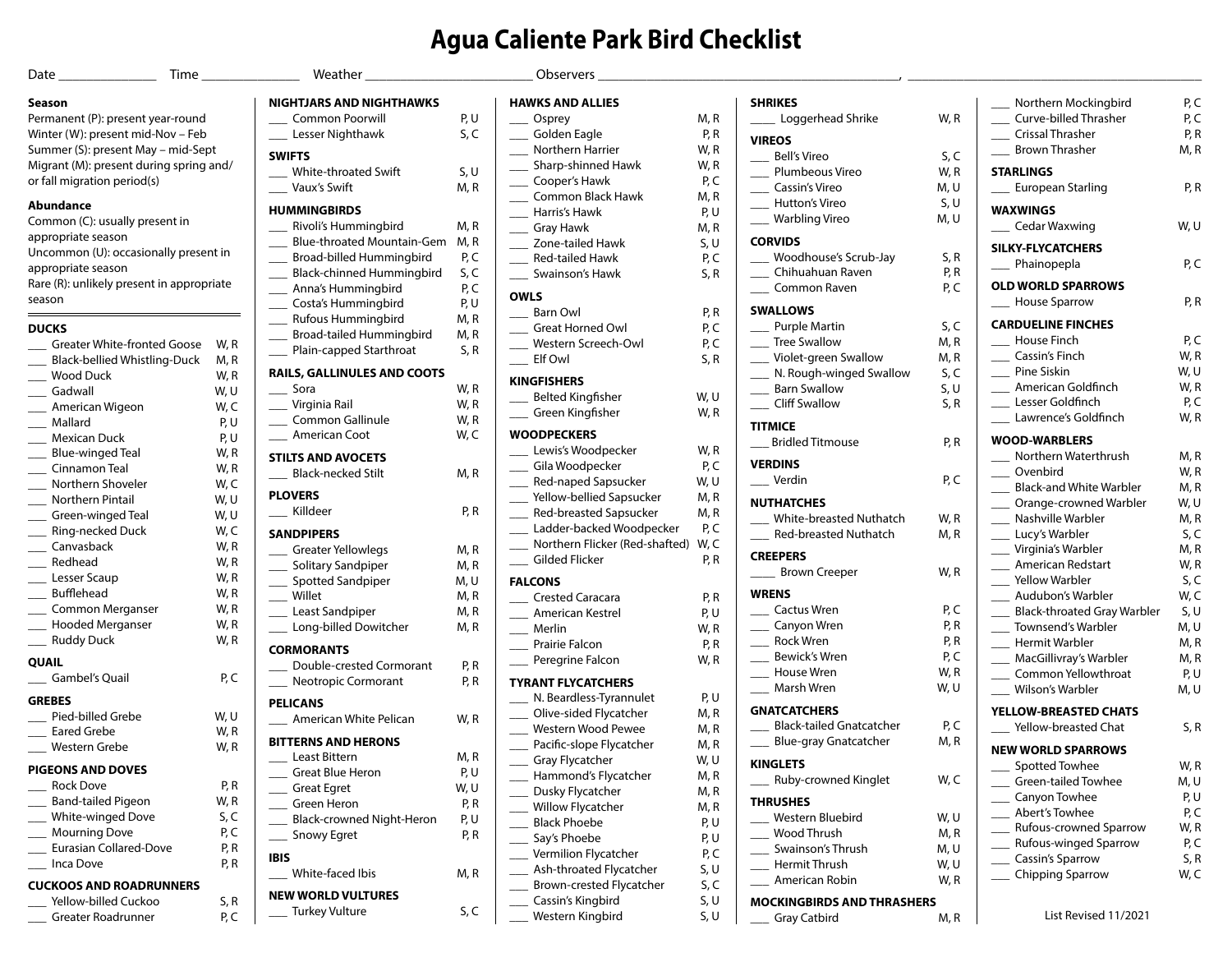# Agua Caliente Park Bird Checklist

Date ______________ Time ______________ Weather ________________________ Observers ____________________________________________, ____________________________________________

**Season**

Permanent (P): present year-round
Winter (W): present mid-Nov – Feb
Summer (S): present May – mid-Sept
Migrant (M): present during spring and/or fall migration period(s)

**Abundance**

Common (C): usually present in appropriate season
Uncommon (U): occasionally present in appropriate season
Rare (R): unlikely present in appropriate season

### DUCKS

- ___ Greater White-fronted Goose — W, R
- ___ Black-bellied Whistling-Duck — M, R
- ___ Wood Duck — W, R
- ___ Gadwall — W, U
- ___ American Wigeon — W, C
- ___ Mallard — P, U
- ___ Mexican Duck — P, U
- ___ Blue-winged Teal — W, R
- ___ Cinnamon Teal — W, R
- ___ Northern Shoveler — W, C
- ___ Northern Pintail — W, U
- ___ Green-winged Teal — W, U
- ___ Ring-necked Duck — W, C
- ___ Canvasback — W, R
- ___ Redhead — W, R
- ___ Lesser Scaup — W, R
- ___ Bufflehead — W, R
- ___ Common Merganser — W, R
- ___ Hooded Merganser — W, R
- ___ Ruddy Duck — W, R

### QUAIL

- ___ Gambel's Quail — P, C

### GREBES

- ___ Pied-billed Grebe — W, U
- ___ Eared Grebe — W, R
- ___ Western Grebe — W, R

### PIGEONS AND DOVES

- ___ Rock Dove — P, R
- ___ Band-tailed Pigeon — W, R
- ___ White-winged Dove — S, C
- ___ Mourning Dove — P, C
- ___ Eurasian Collared-Dove — P, R
- ___ Inca Dove — P, R

### CUCKOOS AND ROADRUNNERS

- ___ Yellow-billed Cuckoo — S, R
- ___ Greater Roadrunner — P, C

### NIGHTJARS AND NIGHTHAWKS

- ___ Common Poorwill — P, U
- ___ Lesser Nighthawk — S, C

### SWIFTS

- ___ White-throated Swift — S, U
- ___ Vaux's Swift — M, R

### HUMMINGBIRDS

- ___ Rivoli's Hummingbird — M, R
- ___ Blue-throated Mountain-Gem — M, R
- ___ Broad-billed Hummingbird — P, C
- ___ Black-chinned Hummingbird — S, C
- ___ Anna's Hummingbird — P, C
- ___ Costa's Hummingbird — P, U
- ___ Rufous Hummingbird — M, R
- ___ Broad-tailed Hummingbird — M, R
- ___ Plain-capped Starthroat — S, R

### RAILS, GALLINULES AND COOTS

- ___ Sora — W, R
- ___ Virginia Rail — W, R
- ___ Common Gallinule — W, R
- ___ American Coot — W, C

### STILTS AND AVOCETS

- ___ Black-necked Stilt — M, R

### PLOVERS

- ___ Killdeer — P, R

### SANDPIPERS

- ___ Greater Yellowlegs — M, R
- ___ Solitary Sandpiper — M, R
- ___ Spotted Sandpiper — M, U
- ___ Willet — M, R
- ___ Least Sandpiper — M, R
- ___ Long-billed Dowitcher — M, R

### CORMORANTS

- ___ Double-crested Cormorant — P, R
- ___ Neotropic Cormorant — P, R

### PELICANS

- ___ American White Pelican — W, R

### BITTERNS AND HERONS

- ___ Least Bittern — M, R
- ___ Great Blue Heron — P, U
- ___ Great Egret — W, U
- ___ Green Heron — P, R
- ___ Black-crowned Night-Heron — P, U
- ___ Snowy Egret — P, R

### IBIS

- ___ White-faced Ibis — M, R

### NEW WORLD VULTURES

- ___ Turkey Vulture — S, C

### HAWKS AND ALLIES

- ___ Osprey — M, R
- ___ Golden Eagle — P, R
- ___ Northern Harrier — W, R
- ___ Sharp-shinned Hawk — W, R
- ___ Cooper's Hawk — P, C
- ___ Common Black Hawk — M, R
- ___ Harris's Hawk — P, U
- ___ Gray Hawk — M, R
- ___ Zone-tailed Hawk — S, U
- ___ Red-tailed Hawk — P, C
- ___ Swainson's Hawk — S, R

### OWLS

- ___ Barn Owl — P, R
- ___ Great Horned Owl — P, C
- ___ Western Screech-Owl — P, C
- ___ Elf Owl — S, R

### KINGFISHERS

- ___ Belted Kingfisher — W, U
- ___ Green Kingfisher — W, R

### WOODPECKERS

- ___ Lewis's Woodpecker — W, R
- ___ Gila Woodpecker — P, C
- ___ Red-naped Sapsucker — W, U
- ___ Yellow-bellied Sapsucker — M, R
- ___ Red-breasted Sapsucker — M, R
- ___ Ladder-backed Woodpecker — P, C
- ___ Northern Flicker (Red-shafted) — W, C
- ___ Gilded Flicker — P, R

### FALCONS

- ___ Crested Caracara — P, R
- ___ American Kestrel — P, U
- ___ Merlin — W, R
- ___ Prairie Falcon — P, R
- ___ Peregrine Falcon — W, R

### TYRANT FLYCATCHERS

- ___ N. Beardless-Tyrannulet — P, U
- ___ Olive-sided Flycatcher — M, R
- ___ Western Wood Pewee — M, R
- ___ Pacific-slope Flycatcher — M, R
- ___ Gray Flycatcher — W, U
- ___ Hammond's Flycatcher — M, R
- ___ Dusky Flycatcher — M, R
- ___ Willow Flycatcher — M, R
- ___ Black Phoebe — P, U
- ___ Say's Phoebe — P, U
- ___ Vermilion Flycatcher — P, C
- ___ Ash-throated Flycatcher — S, U
- ___ Brown-crested Flycatcher — S, C
- ___ Cassin's Kingbird — S, U
- ___ Western Kingbird — S, U

### SHRIKES

- ____ Loggerhead Shrike — W, R

### VIREOS

- ___ Bell's Vireo — S, C
- ___ Plumbeous Vireo — W, R
- ___ Cassin's Vireo — M, U
- ___ Hutton's Vireo — S, U
- ___ Warbling Vireo — M, U

### CORVIDS

- ___ Woodhouse's Scrub-Jay — S, R
- ___ Chihuahuan Raven — P, R
- ___ Common Raven — P, C

### SWALLOWS

- ___ Purple Martin — S, C
- ___ Tree Swallow — M, R
- ___ Violet-green Swallow — M, R
- ___ N. Rough-winged Swallow — S, C
- ___ Barn Swallow — S, U
- ___ Cliff Swallow — S, R

### TITMICE

- ___ Bridled Titmouse — P, R

### VERDINS

- ___ Verdin — P, C

### NUTHATCHES

- ___ White-breasted Nuthatch — W, R
- ___ Red-breasted Nuthatch — M, R

### CREEPERS

- ____ Brown Creeper — W, R

### WRENS

- ___ Cactus Wren — P, C
- ___ Canyon Wren — P, R
- ___ Rock Wren — P, R
- ___ Bewick's Wren — P, C
- ___ House Wren — W, R
- ___ Marsh Wren — W, U

### GNATCATCHERS

- ___ Black-tailed Gnatcatcher — P, C
- ___ Blue-gray Gnatcatcher — M, R

### KINGLETS

- ___ Ruby-crowned Kinglet — W, C

### THRUSHES

- ___ Western Bluebird — W, U
- ___ Wood Thrush — M, R
- ___ Swainson's Thrush — M, U
- ___ Hermit Thrush — W, U
- ___ American Robin — W, R

### MOCKINGBIRDS AND THRASHERS

- ___ Gray Catbird — M, R
- ___ Northern Mockingbird — P, C
- ___ Curve-billed Thrasher — P, C
- ___ Crissal Thrasher — P, R
- ___ Brown Thrasher — M, R

### STARLINGS

- ___ European Starling — P, R

### WAXWINGS

- ___ Cedar Waxwing — W, U

### SILKY-FLYCATCHERS

- ___ Phainopepla — P, C

### OLD WORLD SPARROWS

- ___ House Sparrow — P, R

### CARDUELINE FINCHES

- ___ House Finch — P, C
- ___ Cassin's Finch — W, R
- ___ Pine Siskin — W, U
- ___ American Goldfinch — W, R
- ___ Lesser Goldfinch — P, C
- ___ Lawrence's Goldfinch — W, R

### WOOD-WARBLERS

- ___ Northern Waterthrush — M, R
- ___ Ovenbird — W, R
- ___ Black-and White Warbler — M, R
- ___ Orange-crowned Warbler — W, U
- ___ Nashville Warbler — M, R
- ___ Lucy's Warbler — S, C
- ___ Virginia's Warbler — M, R
- ___ American Redstart — W, R
- ___ Yellow Warbler — S, C
- ___ Audubon's Warbler — W, C
- ___ Black-throated Gray Warbler — S, U
- ___ Townsend's Warbler — M, U
- ___ Hermit Warbler — M, R
- ___ MacGillivray's Warbler — M, R
- ___ Common Yellowthroat — P, U
- ___ Wilson's Warbler — M, U

### YELLOW-BREASTED CHATS

- ___ Yellow-breasted Chat — S, R

### NEW WORLD SPARROWS

- ___ Spotted Towhee — W, R
- ___ Green-tailed Towhee — M, U
- ___ Canyon Towhee — P, U
- ___ Abert's Towhee — P, C
- ___ Rufous-crowned Sparrow — W, R
- ___ Rufous-winged Sparrow — P, C
- ___ Cassin's Sparrow — S, R
- ___ Chipping Sparrow — W, C

List Revised 11/2021